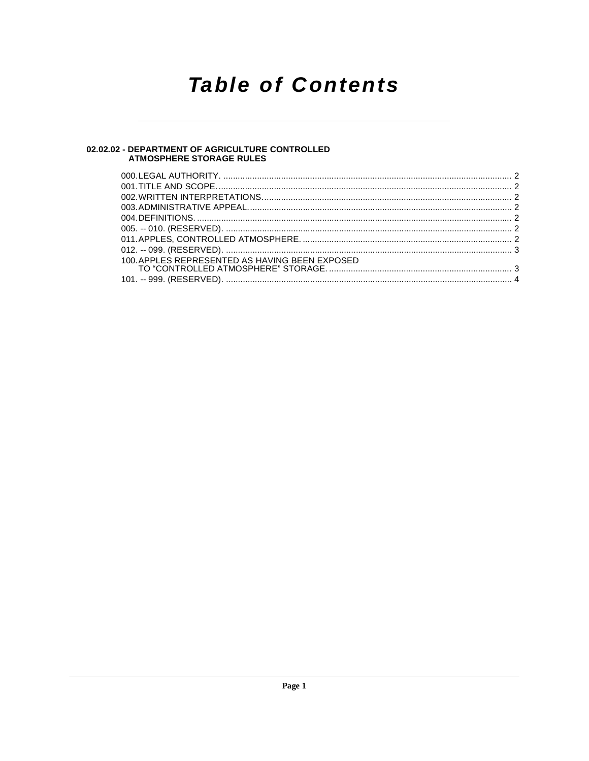# Table of Contents

**02.02.02 - DEPARTMENT OF AGRICULTURE CONTROLLED ATMOSPHERE STORAGE RULES**

000. LEGAL AUTHORITY. ........................................................................................................................ 2
001. TITLE AND SCOPE. .......................................................................................................................... 2
002. WRITTEN INTERPRETATIONS. ........................................................................................................ 2
003. ADMINISTRATIVE APPEAL. ............................................................................................................. 2
004. DEFINITIONS. ................................................................................................................................... 2
005. -- 010. (RESERVED). ......................................................................................................................... 2
011. APPLES, CONTROLLED ATMOSPHERE. ........................................................................................ 2
012. -- 099. (RESERVED). ......................................................................................................................... 3
100. APPLES REPRESENTED AS HAVING BEEN EXPOSED TO "CONTROLLED ATMOSPHERE" STORAGE. ............................................................................ 3
101. -- 999. (RESERVED). ......................................................................................................................... 4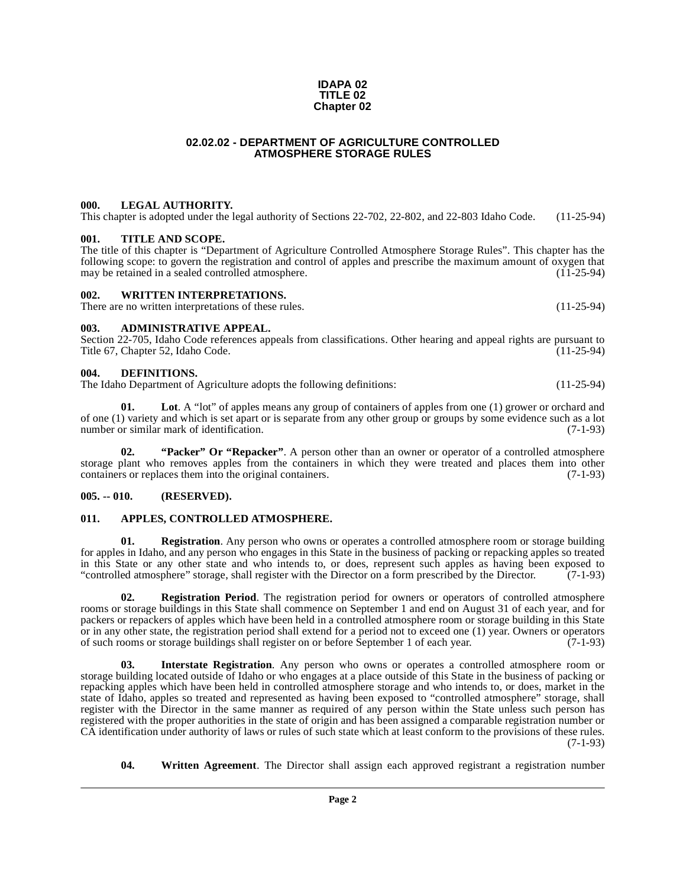**IDAPA 02**
**TITLE 02**
**Chapter 02**

# 02.02.02 - DEPARTMENT OF AGRICULTURE CONTROLLED ATMOSPHERE STORAGE RULES

### 000. LEGAL AUTHORITY.

This chapter is adopted under the legal authority of Sections 22-702, 22-802, and 22-803 Idaho Code. (11-25-94)

### 001. TITLE AND SCOPE.

The title of this chapter is "Department of Agriculture Controlled Atmosphere Storage Rules". This chapter has the following scope: to govern the registration and control of apples and prescribe the maximum amount of oxygen that may be retained in a sealed controlled atmosphere. (11-25-94)

### 002. WRITTEN INTERPRETATIONS.

There are no written interpretations of these rules. (11-25-94)

### 003. ADMINISTRATIVE APPEAL.

Section 22-705, Idaho Code references appeals from classifications. Other hearing and appeal rights are pursuant to Title 67, Chapter 52, Idaho Code. (11-25-94)

### 004. DEFINITIONS.

The Idaho Department of Agriculture adopts the following definitions: (11-25-94)

**01. Lot**. A "lot" of apples means any group of containers of apples from one (1) grower or orchard and of one (1) variety and which is set apart or is separate from any other group or groups by some evidence such as a lot number or similar mark of identification. (7-1-93)

**02. "Packer" Or "Repacker"**. A person other than an owner or operator of a controlled atmosphere storage plant who removes apples from the containers in which they were treated and places them into other containers or replaces them into the original containers. (7-1-93)

### 005. -- 010. (RESERVED).

### 011. APPLES, CONTROLLED ATMOSPHERE.

**01. Registration**. Any person who owns or operates a controlled atmosphere room or storage building for apples in Idaho, and any person who engages in this State in the business of packing or repacking apples so treated in this State or any other state and who intends to, or does, represent such apples as having been exposed to "controlled atmosphere" storage, shall register with the Director on a form prescribed by the Director. (7-1-93)

**02. Registration Period**. The registration period for owners or operators of controlled atmosphere rooms or storage buildings in this State shall commence on September 1 and end on August 31 of each year, and for packers or repackers of apples which have been held in a controlled atmosphere room or storage building in this State or in any other state, the registration period shall extend for a period not to exceed one (1) year. Owners or operators of such rooms or storage buildings shall register on or before September 1 of each year. (7-1-93)

**03. Interstate Registration**. Any person who owns or operates a controlled atmosphere room or storage building located outside of Idaho or who engages at a place outside of this State in the business of packing or repacking apples which have been held in controlled atmosphere storage and who intends to, or does, market in the state of Idaho, apples so treated and represented as having been exposed to "controlled atmosphere" storage, shall register with the Director in the same manner as required of any person within the State unless such person has registered with the proper authorities in the state of origin and has been assigned a comparable registration number or CA identification under authority of laws or rules of such state which at least conform to the provisions of these rules. (7-1-93)

**04. Written Agreement**. The Director shall assign each approved registrant a registration number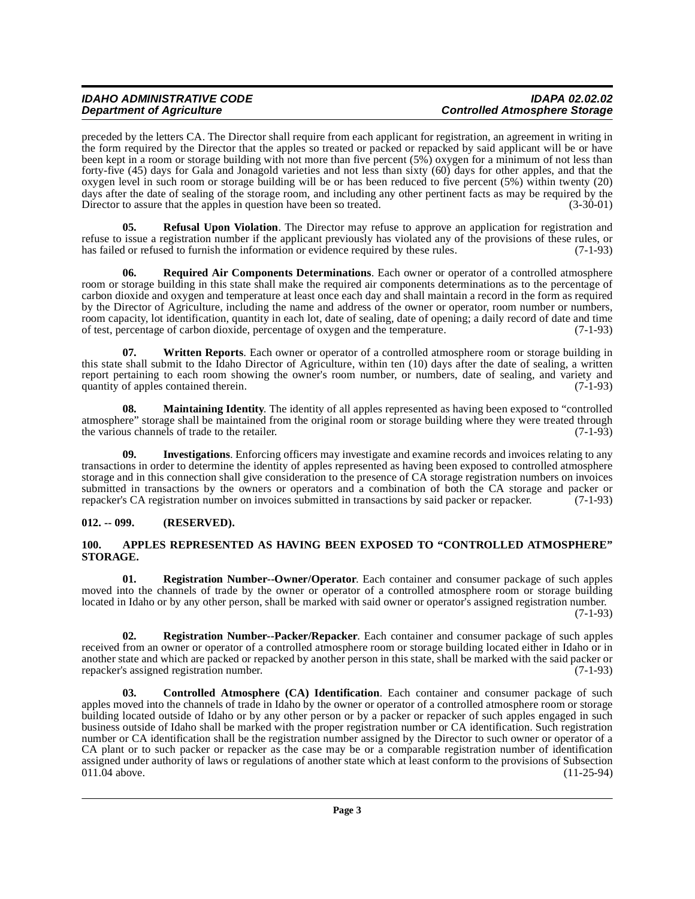preceded by the letters CA. The Director shall require from each applicant for registration, an agreement in writing in the form required by the Director that the apples so treated or packed or repacked by said applicant will be or have been kept in a room or storage building with not more than five percent (5%) oxygen for a minimum of not less than forty-five (45) days for Gala and Jonagold varieties and not less than sixty (60) days for other apples, and that the oxygen level in such room or storage building will be or has been reduced to five percent (5%) within twenty (20) days after the date of sealing of the storage room, and including any other pertinent facts as may be required by the Director to assure that the apples in question have been so treated. (3-30-01)

**05. Refusal Upon Violation**. The Director may refuse to approve an application for registration and refuse to issue a registration number if the applicant previously has violated any of the provisions of these rules, or has failed or refused to furnish the information or evidence required by these rules. (7-1-93)

**06. Required Air Components Determinations**. Each owner or operator of a controlled atmosphere room or storage building in this state shall make the required air components determinations as to the percentage of carbon dioxide and oxygen and temperature at least once each day and shall maintain a record in the form as required by the Director of Agriculture, including the name and address of the owner or operator, room number or numbers, room capacity, lot identification, quantity in each lot, date of sealing, date of opening; a daily record of date and time of test, percentage of carbon dioxide, percentage of oxygen and the temperature. (7-1-93)

**07. Written Reports**. Each owner or operator of a controlled atmosphere room or storage building in this state shall submit to the Idaho Director of Agriculture, within ten (10) days after the date of sealing, a written report pertaining to each room showing the owner's room number, or numbers, date of sealing, and variety and quantity of apples contained therein. (7-1-93)

**08. Maintaining Identity**. The identity of all apples represented as having been exposed to "controlled atmosphere" storage shall be maintained from the original room or storage building where they were treated through the various channels of trade to the retailer. (7-1-93)

**09. Investigations**. Enforcing officers may investigate and examine records and invoices relating to any transactions in order to determine the identity of apples represented as having been exposed to controlled atmosphere storage and in this connection shall give consideration to the presence of CA storage registration numbers on invoices submitted in transactions by the owners or operators and a combination of both the CA storage and packer or repacker's CA registration number on invoices submitted in transactions by said packer or repacker. (7-1-93)

## 012. -- 099. (RESERVED).

## 100. APPLES REPRESENTED AS HAVING BEEN EXPOSED TO "CONTROLLED ATMOSPHERE" STORAGE.

**01. Registration Number--Owner/Operator**. Each container and consumer package of such apples moved into the channels of trade by the owner or operator of a controlled atmosphere room or storage building located in Idaho or by any other person, shall be marked with said owner or operator's assigned registration number. (7-1-93)

**02. Registration Number--Packer/Repacker**. Each container and consumer package of such apples received from an owner or operator of a controlled atmosphere room or storage building located either in Idaho or in another state and which are packed or repacked by another person in this state, shall be marked with the said packer or repacker's assigned registration number. (7-1-93)

**03. Controlled Atmosphere (CA) Identification**. Each container and consumer package of such apples moved into the channels of trade in Idaho by the owner or operator of a controlled atmosphere room or storage building located outside of Idaho or by any other person or by a packer or repacker of such apples engaged in such business outside of Idaho shall be marked with the proper registration number or CA identification. Such registration number or CA identification shall be the registration number assigned by the Director to such owner or operator of a CA plant or to such packer or repacker as the case may be or a comparable registration number of identification assigned under authority of laws or regulations of another state which at least conform to the provisions of Subsection 011.04 above. (11-25-94)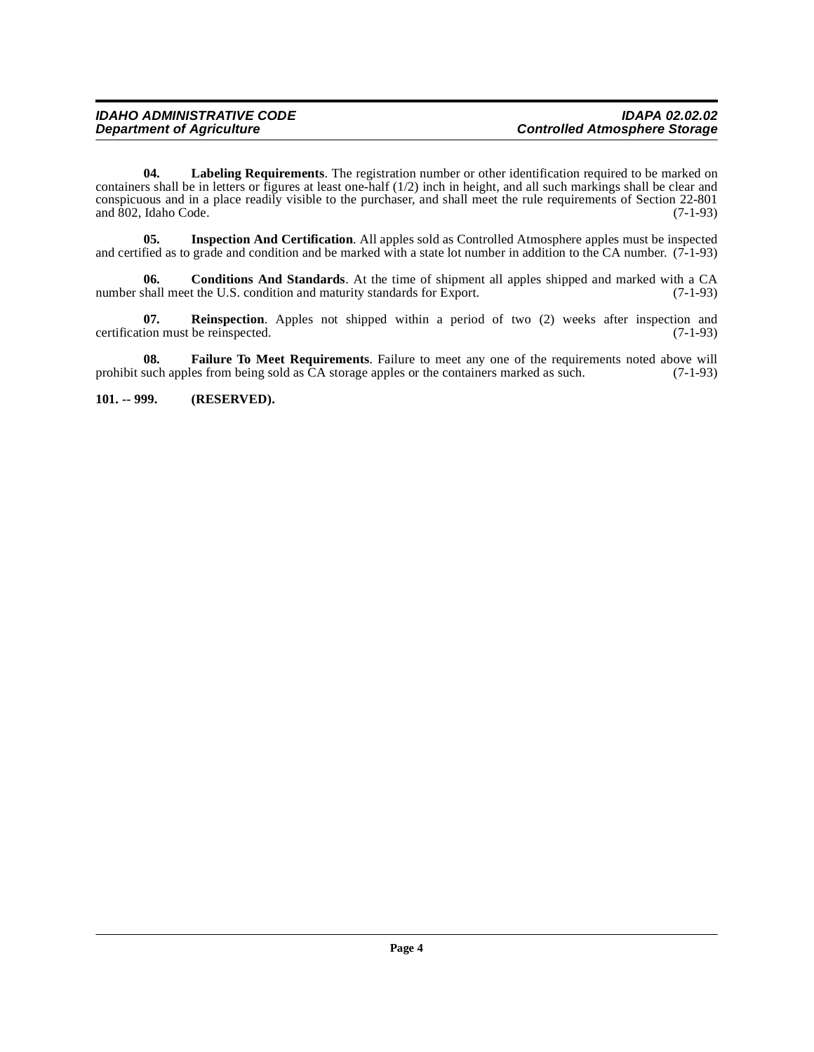**04. Labeling Requirements**. The registration number or other identification required to be marked on containers shall be in letters or figures at least one-half (1/2) inch in height, and all such markings shall be clear and conspicuous and in a place readily visible to the purchaser, and shall meet the rule requirements of Section 22-801 and 802, Idaho Code. (7-1-93)

**05. Inspection And Certification**. All apples sold as Controlled Atmosphere apples must be inspected and certified as to grade and condition and be marked with a state lot number in addition to the CA number. (7-1-93)

**06. Conditions And Standards**. At the time of shipment all apples shipped and marked with a CA number shall meet the U.S. condition and maturity standards for Export. (7-1-93)

**07. Reinspection**. Apples not shipped within a period of two (2) weeks after inspection and certification must be reinspected. (7-1-93)

**08. Failure To Meet Requirements**. Failure to meet any one of the requirements noted above will prohibit such apples from being sold as CA storage apples or the containers marked as such. (7-1-93)

**101. -- 999. (RESERVED).**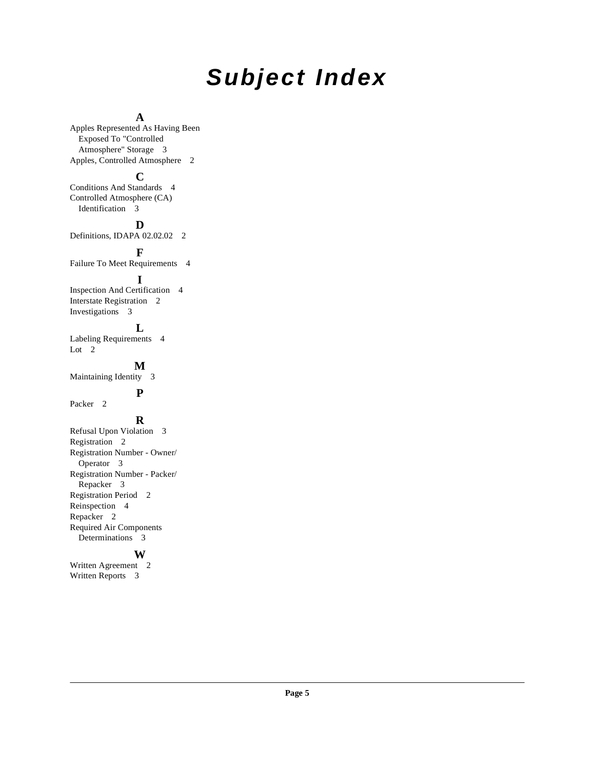# *Subject Index*

**A**

Apples Represented As Having Been Exposed To "Controlled Atmosphere" Storage 3

Apples, Controlled Atmosphere 2

**C**

Conditions And Standards 4

Controlled Atmosphere (CA) Identification 3

**D**

Definitions, IDAPA 02.02.02 2

**F**

Failure To Meet Requirements 4

**I**

Inspection And Certification 4

Interstate Registration 2

Investigations 3

**L**

Labeling Requirements 4

Lot 2

**M**

Maintaining Identity 3

**P**

Packer 2

**R**

Refusal Upon Violation 3

Registration 2

Registration Number - Owner/ Operator 3

Registration Number - Packer/ Repacker 3

Registration Period 2

Reinspection 4

Repacker 2

Required Air Components Determinations 3

**W**

Written Agreement 2

Written Reports 3